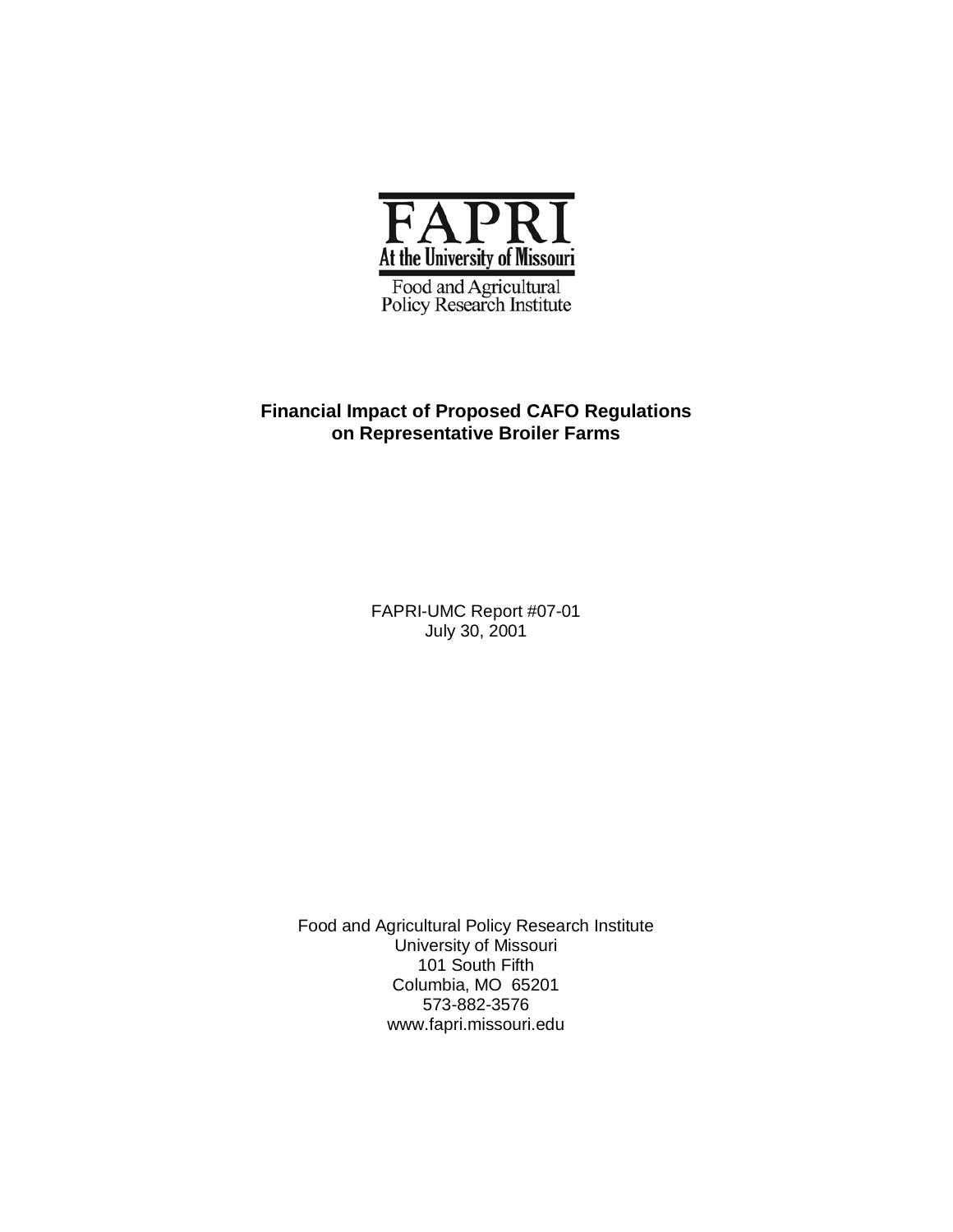FAPRI

At the University of Missouri

Food and Agricultural Policy Research Institute

## Financial Impact of Proposed CAFO Regulations on Representative Broiler Farms

FAPRI-UMC Report #07-01
July 30, 2001

Food and Agricultural Policy Research Institute
University of Missouri
101 South Fifth
Columbia, MO 65201
573-882-3576
www.fapri.missouri.edu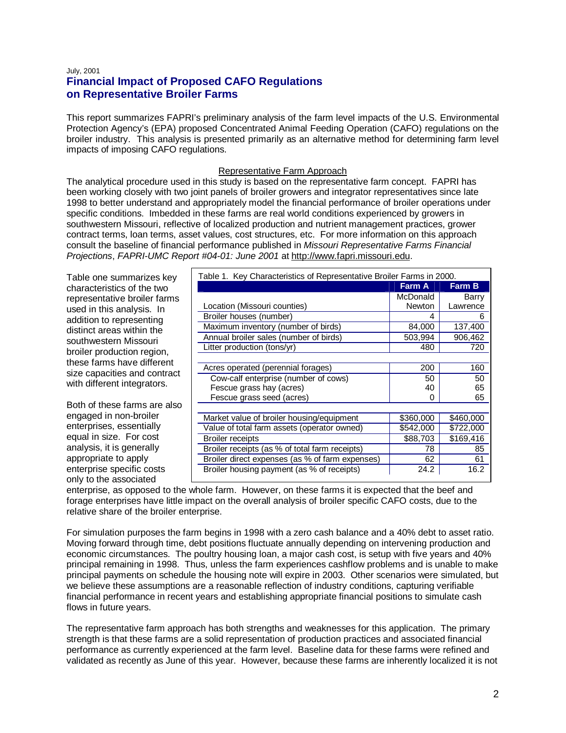July, 2001

# Financial Impact of Proposed CAFO Regulations on Representative Broiler Farms

This report summarizes FAPRI's preliminary analysis of the farm level impacts of the U.S. Environmental Protection Agency's (EPA) proposed Concentrated Animal Feeding Operation (CAFO) regulations on the broiler industry. This analysis is presented primarily as an alternative method for determining farm level impacts of imposing CAFO regulations.

## Representative Farm Approach

The analytical procedure used in this study is based on the representative farm concept. FAPRI has been working closely with two joint panels of broiler growers and integrator representatives since late 1998 to better understand and appropriately model the financial performance of broiler operations under specific conditions. Imbedded in these farms are real world conditions experienced by growers in southwestern Missouri, reflective of localized production and nutrient management practices, grower contract terms, loan terms, asset values, cost structures, etc. For more information on this approach consult the baseline of financial performance published in *Missouri Representative Farms Financial Projections*, *FAPRI-UMC Report #04-01: June 2001* at http://www.fapri.missouri.edu.

Table one summarizes key characteristics of the two representative broiler farms used in this analysis. In addition to representing distinct areas within the southwestern Missouri broiler production region, these farms have different size capacities and contract with different integrators.

Table 1. Key Characteristics of Representative Broiler Farms in 2000.

| | Farm A | Farm B |
|---|---|---|
| Location (Missouri counties) | McDonald Newton | Barry Lawrence |
| Broiler houses (number) | 4 | 6 |
| Maximum inventory (number of birds) | 84,000 | 137,400 |
| Annual broiler sales (number of birds) | 503,994 | 906,462 |
| Litter production (tons/yr) | 480 | 720 |
| | | |
| Acres operated (perennial forages) | 200 | 160 |
| Cow-calf enterprise (number of cows) | 50 | 50 |
| Fescue grass hay (acres) | 40 | 65 |
| Fescue grass seed (acres) | 0 | 65 |
| | | |
| Market value of broiler housing/equipment | $360,000 | $460,000 |
| Value of total farm assets (operator owned) | $542,000 | $722,000 |
| Broiler receipts | $88,703 | $169,416 |
| Broiler receipts (as % of total farm receipts) | 78 | 85 |
| Broiler direct expenses (as % of farm expenses) | 62 | 61 |
| Broiler housing payment (as % of receipts) | 24.2 | 16.2 |

Both of these farms are also engaged in non-broiler enterprises, essentially equal in size. For cost analysis, it is generally appropriate to apply enterprise specific costs only to the associated enterprise, as opposed to the whole farm. However, on these farms it is expected that the beef and forage enterprises have little impact on the overall analysis of broiler specific CAFO costs, due to the relative share of the broiler enterprise.

For simulation purposes the farm begins in 1998 with a zero cash balance and a 40% debt to asset ratio. Moving forward through time, debt positions fluctuate annually depending on intervening production and economic circumstances. The poultry housing loan, a major cash cost, is setup with five years and 40% principal remaining in 1998. Thus, unless the farm experiences cashflow problems and is unable to make principal payments on schedule the housing note will expire in 2003. Other scenarios were simulated, but we believe these assumptions are a reasonable reflection of industry conditions, capturing verifiable financial performance in recent years and establishing appropriate financial positions to simulate cash flows in future years.

The representative farm approach has both strengths and weaknesses for this application. The primary strength is that these farms are a solid representation of production practices and associated financial performance as currently experienced at the farm level. Baseline data for these farms were refined and validated as recently as June of this year. However, because these farms are inherently localized it is not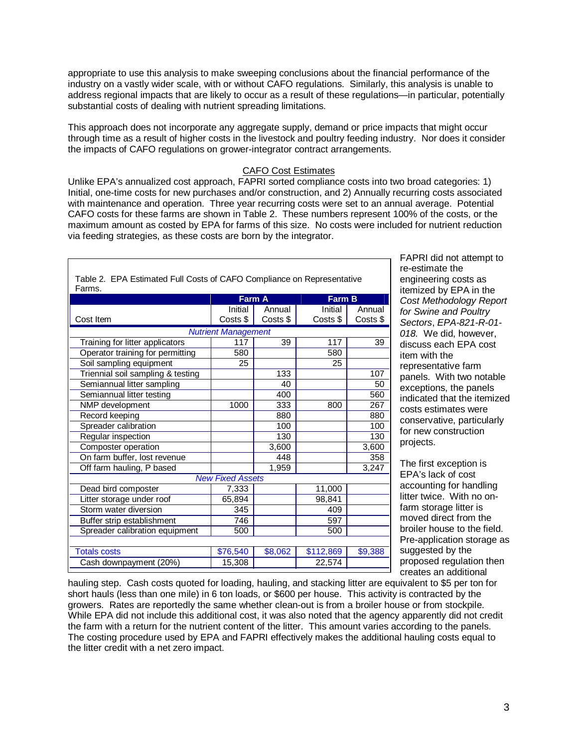appropriate to use this analysis to make sweeping conclusions about the financial performance of the industry on a vastly wider scale, with or without CAFO regulations. Similarly, this analysis is unable to address regional impacts that are likely to occur as a result of these regulations—in particular, potentially substantial costs of dealing with nutrient spreading limitations.

This approach does not incorporate any aggregate supply, demand or price impacts that might occur through time as a result of higher costs in the livestock and poultry feeding industry. Nor does it consider the impacts of CAFO regulations on grower-integrator contract arrangements.

## CAFO Cost Estimates

Unlike EPA's annualized cost approach, FAPRI sorted compliance costs into two broad categories: 1) Initial, one-time costs for new purchases and/or construction, and 2) Annually recurring costs associated with maintenance and operation. Three year recurring costs were set to an annual average. Potential CAFO costs for these farms are shown in Table 2. These numbers represent 100% of the costs, or the maximum amount as costed by EPA for farms of this size. No costs were included for nutrient reduction via feeding strategies, as these costs are born by the integrator.

Table 2. EPA Estimated Full Costs of CAFO Compliance on Representative Farms.

| | Farm A | | Farm B | |
|---|---|---|---|---|
| Cost Item | Initial Costs $ | Annual Costs $ | Initial Costs $ | Annual Costs $ |
| *Nutrient Management* | | | | |
| Training for litter applicators | 117 | 39 | 117 | 39 |
| Operator training for permitting | 580 | | 580 | |
| Soil sampling equipment | 25 | | 25 | |
| Triennial soil sampling & testing | | 133 | | 107 |
| Semiannual litter sampling | | 40 | | 50 |
| Semiannual litter testing | | 400 | | 560 |
| NMP development | 1000 | 333 | 800 | 267 |
| Record keeping | | 880 | | 880 |
| Spreader calibration | | 100 | | 100 |
| Regular inspection | | 130 | | 130 |
| Composter operation | | 3,600 | | 3,600 |
| On farm buffer, lost revenue | | 448 | | 358 |
| Off farm hauling, P based | | 1,959 | | 3,247 |
| *New Fixed Assets* | | | | |
| Dead bird composter | 7,333 | | 11,000 | |
| Litter storage under roof | 65,894 | | 98,841 | |
| Storm water diversion | 345 | | 409 | |
| Buffer strip establishment | 746 | | 597 | |
| Spreader calibration equipment | 500 | | 500 | |
| Totals costs | $76,540 | $8,062 | $112,869 | $9,388 |
| Cash downpayment (20%) | 15,308 | | 22,574 | |

FAPRI did not attempt to re-estimate the engineering costs as itemized by EPA in the *Cost Methodology Report for Swine and Poultry Sectors, EPA-821-R-01-018.* We did, however, discuss each EPA cost item with the representative farm panels. With two notable exceptions, the panels indicated that the itemized costs estimates were conservative, particularly for new construction projects.

The first exception is EPA's lack of cost accounting for handling litter twice. With no on-farm storage litter is moved direct from the broiler house to the field. Pre-application storage as suggested by the proposed regulation then creates an additional hauling step. Cash costs quoted for loading, hauling, and stacking litter are equivalent to $5 per ton for short hauls (less than one mile) in 6 ton loads, or $600 per house. This activity is contracted by the growers. Rates are reportedly the same whether clean-out is from a broiler house or from stockpile. While EPA did not include this additional cost, it was also noted that the agency apparently did not credit the farm with a return for the nutrient content of the litter. This amount varies according to the panels. The costing procedure used by EPA and FAPRI effectively makes the additional hauling costs equal to the litter credit with a net zero impact.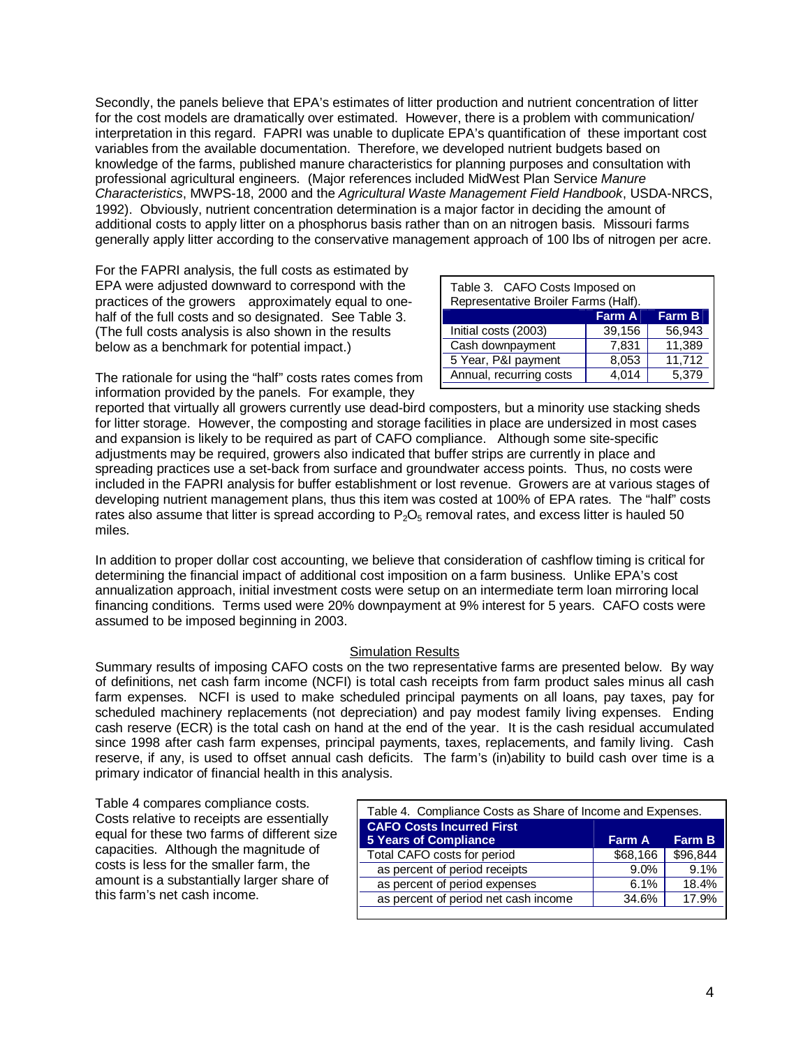Secondly, the panels believe that EPA's estimates of litter production and nutrient concentration of litter for the cost models are dramatically over estimated. However, there is a problem with communication/ interpretation in this regard. FAPRI was unable to duplicate EPA's quantification of these important cost variables from the available documentation. Therefore, we developed nutrient budgets based on knowledge of the farms, published manure characteristics for planning purposes and consultation with professional agricultural engineers. (Major references included MidWest Plan Service *Manure Characteristics*, MWPS-18, 2000 and the *Agricultural Waste Management Field Handbook*, USDA-NRCS, 1992). Obviously, nutrient concentration determination is a major factor in deciding the amount of additional costs to apply litter on a phosphorus basis rather than on an nitrogen basis. Missouri farms generally apply litter according to the conservative management approach of 100 lbs of nitrogen per acre.

For the FAPRI analysis, the full costs as estimated by EPA were adjusted downward to correspond with the practices of the growers approximately equal to one-half of the full costs and so designated. See Table 3. (The full costs analysis is also shown in the results below as a benchmark for potential impact.)

Table 3. CAFO Costs Imposed on Representative Broiler Farms (Half).

| | Farm A | Farm B |
|---|---|---|
| Initial costs (2003) | 39,156 | 56,943 |
| Cash downpayment | 7,831 | 11,389 |
| 5 Year, P&I payment | 8,053 | 11,712 |
| Annual, recurring costs | 4,014 | 5,379 |

The rationale for using the "half" costs rates comes from information provided by the panels. For example, they reported that virtually all growers currently use dead-bird composters, but a minority use stacking sheds for litter storage. However, the composting and storage facilities in place are undersized in most cases and expansion is likely to be required as part of CAFO compliance. Although some site-specific adjustments may be required, growers also indicated that buffer strips are currently in place and spreading practices use a set-back from surface and groundwater access points. Thus, no costs were included in the FAPRI analysis for buffer establishment or lost revenue. Growers are at various stages of developing nutrient management plans, thus this item was costed at 100% of EPA rates. The "half" costs rates also assume that litter is spread according to $P_2O_5$ removal rates, and excess litter is hauled 50 miles.

In addition to proper dollar cost accounting, we believe that consideration of cashflow timing is critical for determining the financial impact of additional cost imposition on a farm business. Unlike EPA's cost annualization approach, initial investment costs were setup on an intermediate term loan mirroring local financing conditions. Terms used were 20% downpayment at 9% interest for 5 years. CAFO costs were assumed to be imposed beginning in 2003.

## Simulation Results

Summary results of imposing CAFO costs on the two representative farms are presented below. By way of definitions, net cash farm income (NCFI) is total cash receipts from farm product sales minus all cash farm expenses. NCFI is used to make scheduled principal payments on all loans, pay taxes, pay for scheduled machinery replacements (not depreciation) and pay modest family living expenses. Ending cash reserve (ECR) is the total cash on hand at the end of the year. It is the cash residual accumulated since 1998 after cash farm expenses, principal payments, taxes, replacements, and family living. Cash reserve, if any, is used to offset annual cash deficits. The farm's (in)ability to build cash over time is a primary indicator of financial health in this analysis.

Table 4 compares compliance costs. Costs relative to receipts are essentially equal for these two farms of different size capacities. Although the magnitude of costs is less for the smaller farm, the amount is a substantially larger share of this farm's net cash income.

Table 4. Compliance Costs as Share of Income and Expenses.

| CAFO Costs Incurred First 5 Years of Compliance | Farm A | Farm B |
|---|---|---|
| Total CAFO costs for period | $68,166 | $96,844 |
| as percent of period receipts | 9.0% | 9.1% |
| as percent of period expenses | 6.1% | 18.4% |
| as percent of period net cash income | 34.6% | 17.9% |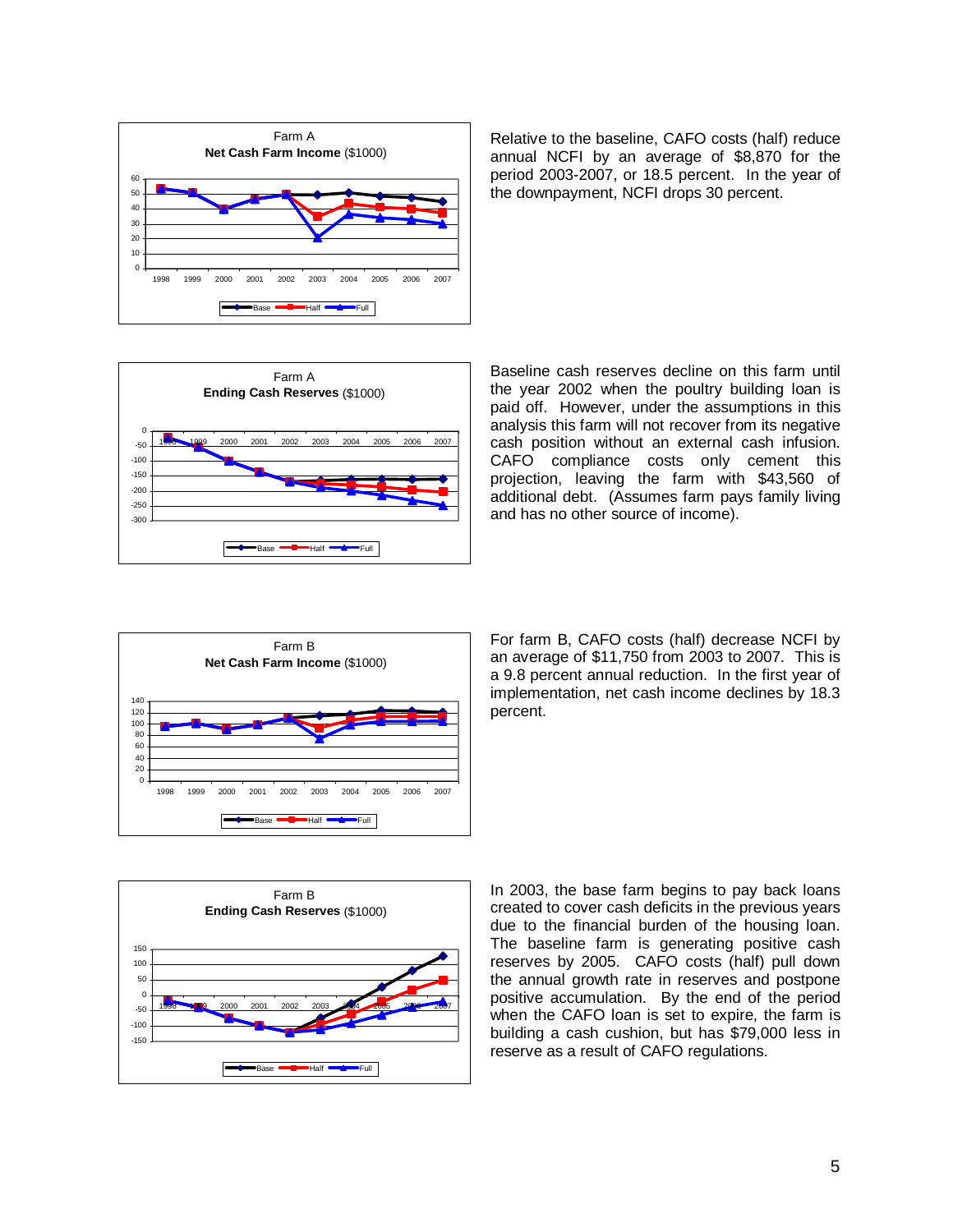Relative to the baseline, CAFO costs (half) reduce annual NCFI by an average of $8,870 for the period 2003-2007, or 18.5 percent. In the year of the downpayment, NCFI drops 30 percent.

Baseline cash reserves decline on this farm until the year 2002 when the poultry building loan is paid off. However, under the assumptions in this analysis this farm will not recover from its negative cash position without an external cash infusion. CAFO compliance costs only cement this projection, leaving the farm with $43,560 of additional debt. (Assumes farm pays family living and has no other source of income).

For farm B, CAFO costs (half) decrease NCFI by an average of $11,750 from 2003 to 2007. This is a 9.8 percent annual reduction. In the first year of implementation, net cash income declines by 18.3 percent.

In 2003, the base farm begins to pay back loans created to cover cash deficits in the previous years due to the financial burden of the housing loan. The baseline farm is generating positive cash reserves by 2005. CAFO costs (half) pull down the annual growth rate in reserves and postpone positive accumulation. By the end of the period when the CAFO loan is set to expire, the farm is building a cash cushion, but has $79,000 less in reserve as a result of CAFO regulations.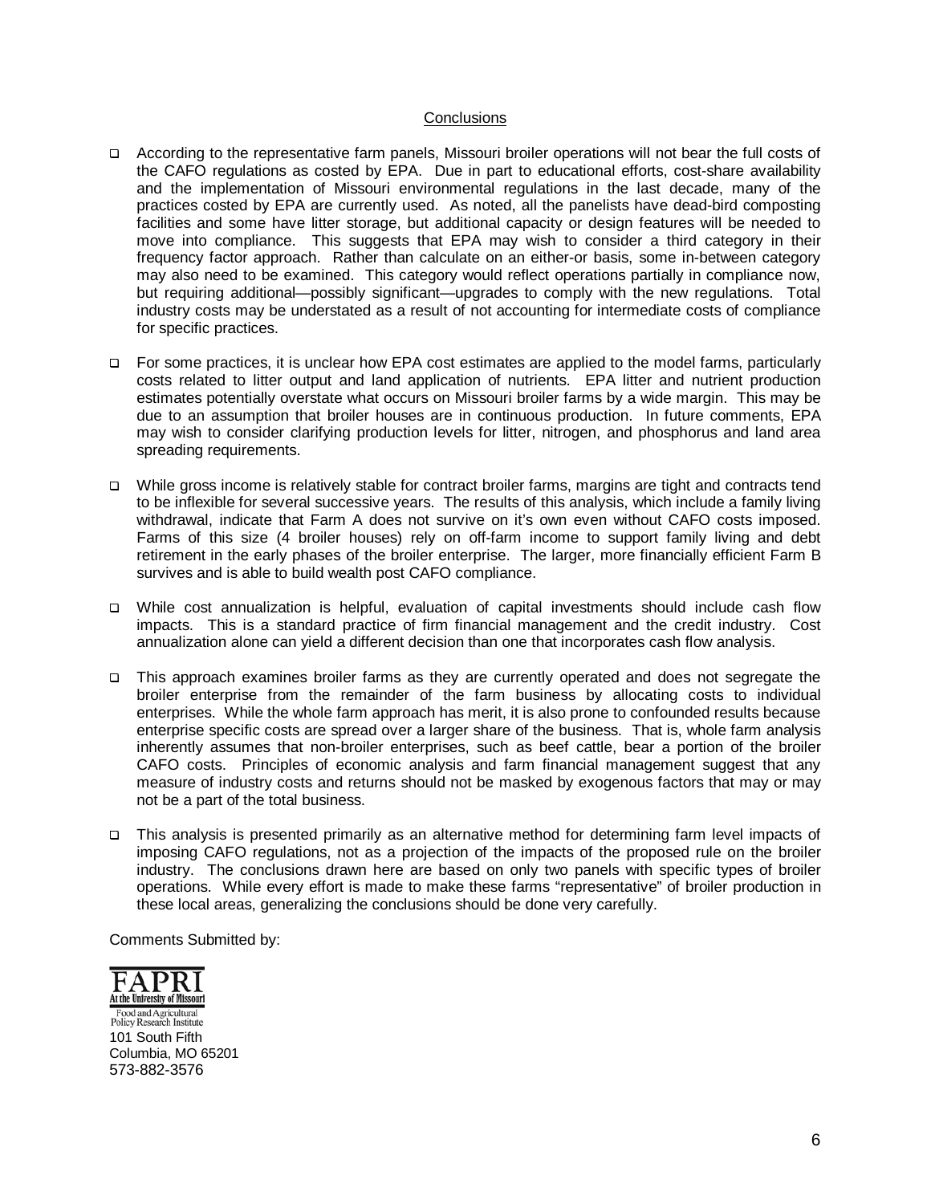## Conclusions

- According to the representative farm panels, Missouri broiler operations will not bear the full costs of the CAFO regulations as costed by EPA. Due in part to educational efforts, cost-share availability and the implementation of Missouri environmental regulations in the last decade, many of the practices costed by EPA are currently used. As noted, all the panelists have dead-bird composting facilities and some have litter storage, but additional capacity or design features will be needed to move into compliance. This suggests that EPA may wish to consider a third category in their frequency factor approach. Rather than calculate on an either-or basis, some in-between category may also need to be examined. This category would reflect operations partially in compliance now, but requiring additional—possibly significant—upgrades to comply with the new regulations. Total industry costs may be understated as a result of not accounting for intermediate costs of compliance for specific practices.

- For some practices, it is unclear how EPA cost estimates are applied to the model farms, particularly costs related to litter output and land application of nutrients. EPA litter and nutrient production estimates potentially overstate what occurs on Missouri broiler farms by a wide margin. This may be due to an assumption that broiler houses are in continuous production. In future comments, EPA may wish to consider clarifying production levels for litter, nitrogen, and phosphorus and land area spreading requirements.

- While gross income is relatively stable for contract broiler farms, margins are tight and contracts tend to be inflexible for several successive years. The results of this analysis, which include a family living withdrawal, indicate that Farm A does not survive on it's own even without CAFO costs imposed. Farms of this size (4 broiler houses) rely on off-farm income to support family living and debt retirement in the early phases of the broiler enterprise. The larger, more financially efficient Farm B survives and is able to build wealth post CAFO compliance.

- While cost annualization is helpful, evaluation of capital investments should include cash flow impacts. This is a standard practice of firm financial management and the credit industry. Cost annualization alone can yield a different decision than one that incorporates cash flow analysis.

- This approach examines broiler farms as they are currently operated and does not segregate the broiler enterprise from the remainder of the farm business by allocating costs to individual enterprises. While the whole farm approach has merit, it is also prone to confounded results because enterprise specific costs are spread over a larger share of the business. That is, whole farm analysis inherently assumes that non-broiler enterprises, such as beef cattle, bear a portion of the broiler CAFO costs. Principles of economic analysis and farm financial management suggest that any measure of industry costs and returns should not be masked by exogenous factors that may or may not be a part of the total business.

- This analysis is presented primarily as an alternative method for determining farm level impacts of imposing CAFO regulations, not as a projection of the impacts of the proposed rule on the broiler industry. The conclusions drawn here are based on only two panels with specific types of broiler operations. While every effort is made to make these farms "representative" of broiler production in these local areas, generalizing the conclusions should be done very carefully.

Comments Submitted by:

FAPRI
At the University of Missouri
Food and Agricultural Policy Research Institute
101 South Fifth
Columbia, MO 65201
573-882-3576